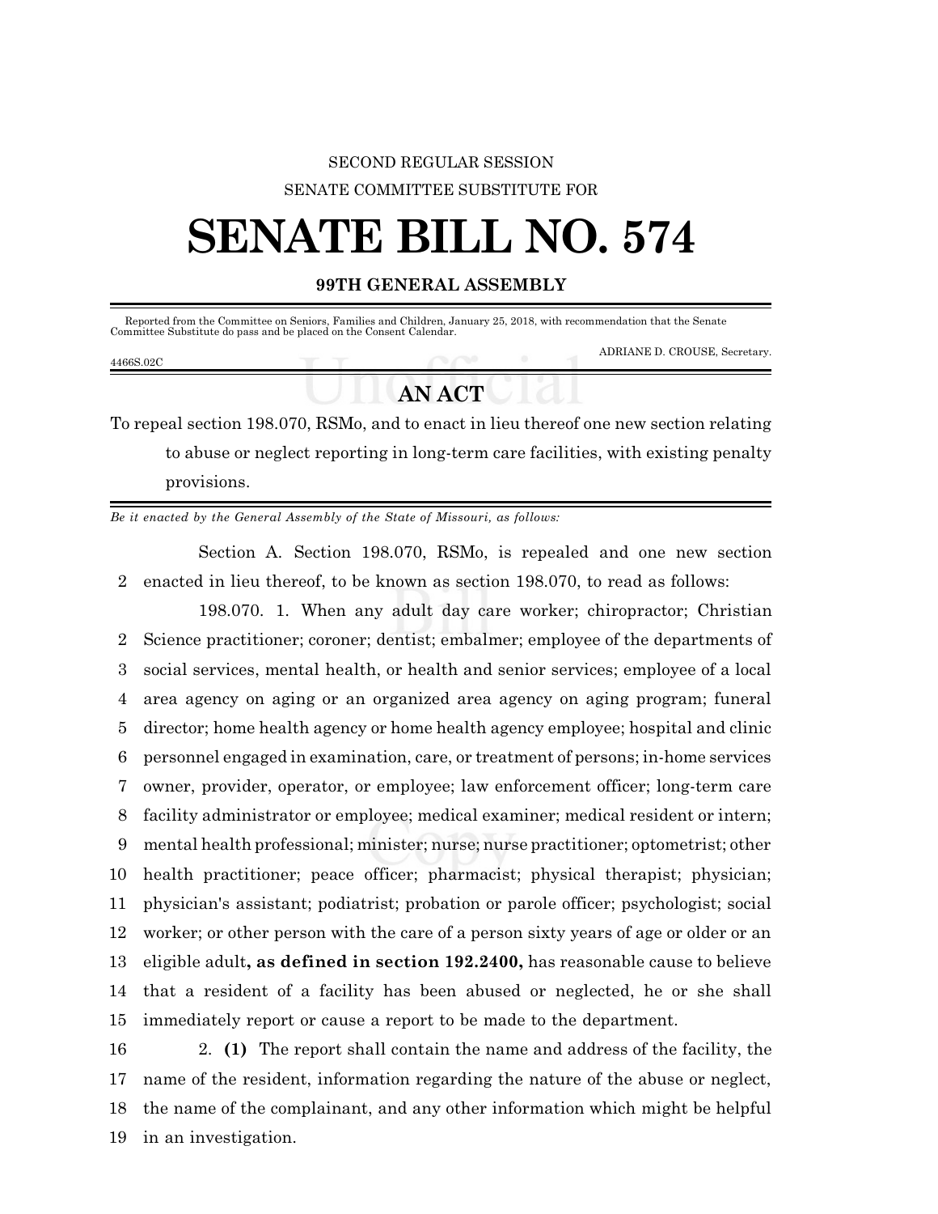SECOND REGULAR SESSION

SENATE COMMITTEE SUBSTITUTE FOR

# SENATE BILL NO. 574

**99TH GENERAL ASSEMBLY**

Reported from the Committee on Seniors, Families and Children, January 25, 2018, with recommendation that the Senate Committee Substitute do pass and be placed on the Consent Calendar.

ADRIANE D. CROUSE, Secretary.

4466S.02C

## AN ACT

To repeal section 198.070, RSMo, and to enact in lieu thereof one new section relating to abuse or neglect reporting in long-term care facilities, with existing penalty provisions.

*Be it enacted by the General Assembly of the State of Missouri, as follows:*

Section A. Section 198.070, RSMo, is repealed and one new section enacted in lieu thereof, to be known as section 198.070, to read as follows:

198.070. 1. When any adult day care worker; chiropractor; Christian Science practitioner; coroner; dentist; embalmer; employee of the departments of social services, mental health, or health and senior services; employee of a local area agency on aging or an organized area agency on aging program; funeral director; home health agency or home health agency employee; hospital and clinic personnel engaged in examination, care, or treatment of persons; in-home services owner, provider, operator, or employee; law enforcement officer; long-term care facility administrator or employee; medical examiner; medical resident or intern; mental health professional; minister; nurse; nurse practitioner; optometrist; other health practitioner; peace officer; pharmacist; physical therapist; physician; physician's assistant; podiatrist; probation or parole officer; psychologist; social worker; or other person with the care of a person sixty years of age or older or an eligible adult**, as defined in section 192.2400,** has reasonable cause to believe that a resident of a facility has been abused or neglected, he or she shall immediately report or cause a report to be made to the department.

2. **(1)** The report shall contain the name and address of the facility, the name of the resident, information regarding the nature of the abuse or neglect, the name of the complainant, and any other information which might be helpful in an investigation.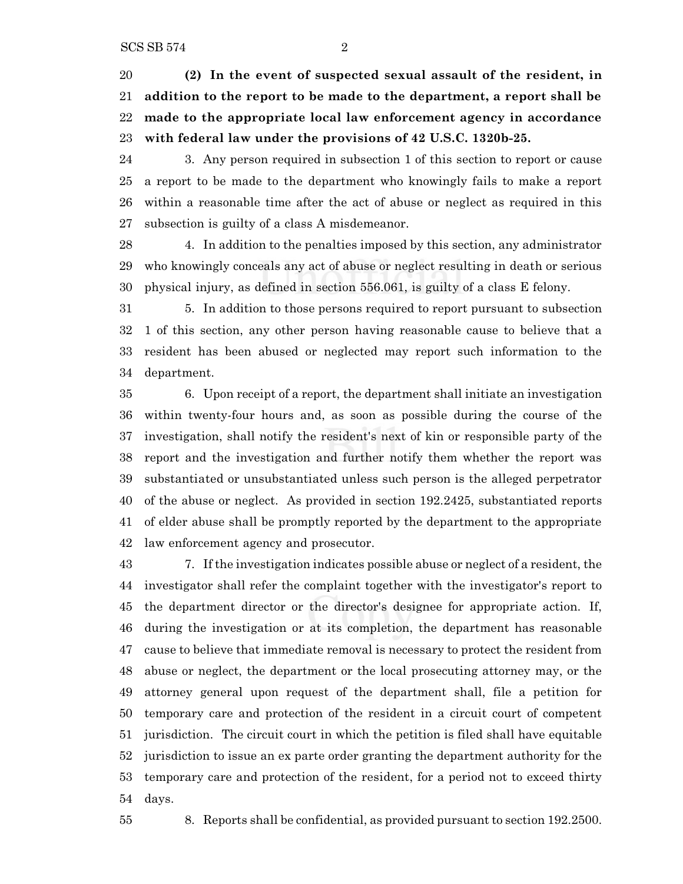**(2) In the event of suspected sexual assault of the resident, in addition to the report to be made to the department, a report shall be made to the appropriate local law enforcement agency in accordance with federal law under the provisions of 42 U.S.C. 1320b-25.**

3. Any person required in subsection 1 of this section to report or cause a report to be made to the department who knowingly fails to make a report within a reasonable time after the act of abuse or neglect as required in this subsection is guilty of a class A misdemeanor.

4. In addition to the penalties imposed by this section, any administrator who knowingly conceals any act of abuse or neglect resulting in death or serious physical injury, as defined in section 556.061, is guilty of a class E felony.

5. In addition to those persons required to report pursuant to subsection 1 of this section, any other person having reasonable cause to believe that a resident has been abused or neglected may report such information to the department.

6. Upon receipt of a report, the department shall initiate an investigation within twenty-four hours and, as soon as possible during the course of the investigation, shall notify the resident's next of kin or responsible party of the report and the investigation and further notify them whether the report was substantiated or unsubstantiated unless such person is the alleged perpetrator of the abuse or neglect. As provided in section 192.2425, substantiated reports of elder abuse shall be promptly reported by the department to the appropriate law enforcement agency and prosecutor.

7. If the investigation indicates possible abuse or neglect of a resident, the investigator shall refer the complaint together with the investigator's report to the department director or the director's designee for appropriate action. If, during the investigation or at its completion, the department has reasonable cause to believe that immediate removal is necessary to protect the resident from abuse or neglect, the department or the local prosecuting attorney may, or the attorney general upon request of the department shall, file a petition for temporary care and protection of the resident in a circuit court of competent jurisdiction. The circuit court in which the petition is filed shall have equitable jurisdiction to issue an ex parte order granting the department authority for the temporary care and protection of the resident, for a period not to exceed thirty days.

8. Reports shall be confidential, as provided pursuant to section 192.2500.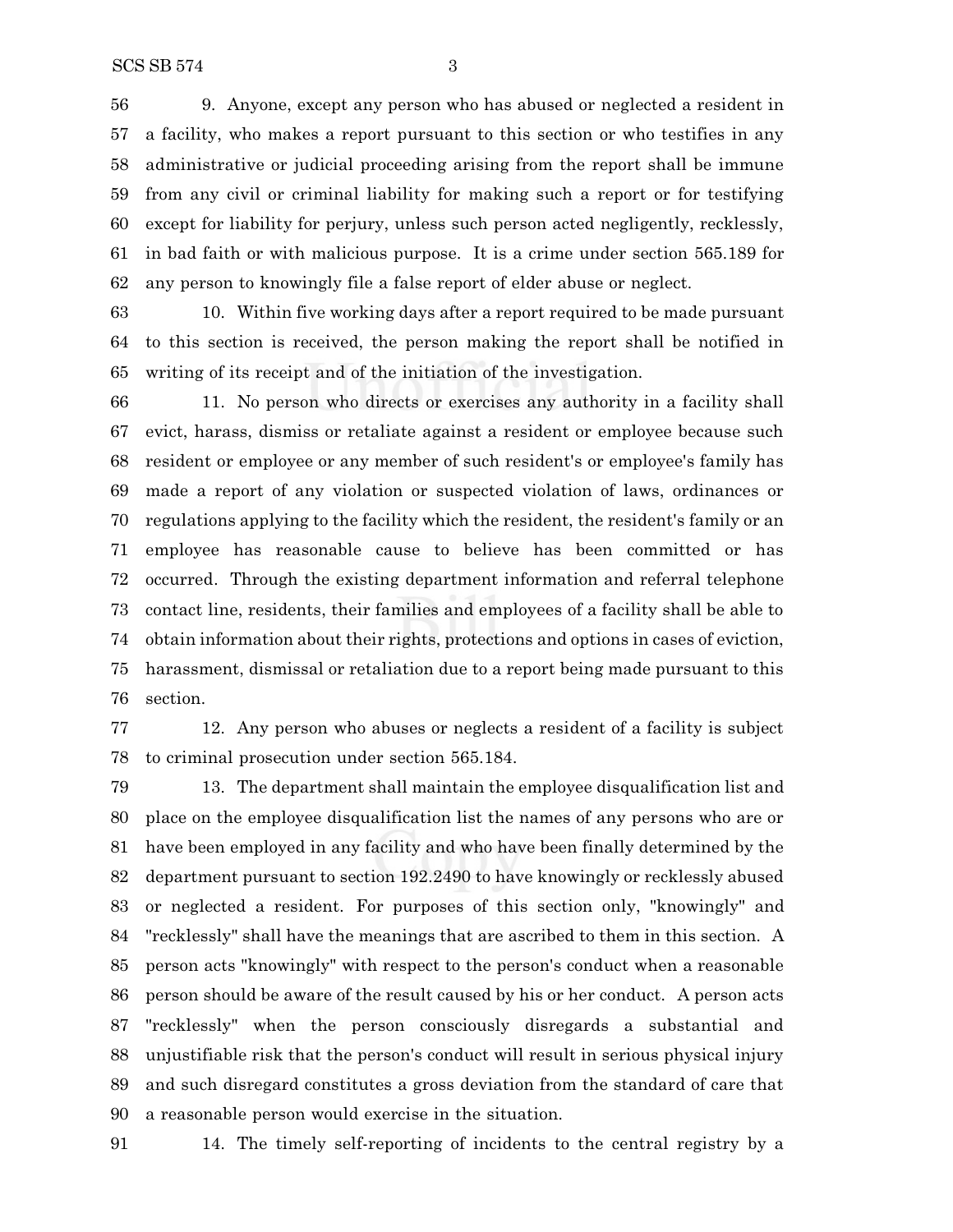9. Anyone, except any person who has abused or neglected a resident in a facility, who makes a report pursuant to this section or who testifies in any administrative or judicial proceeding arising from the report shall be immune from any civil or criminal liability for making such a report or for testifying except for liability for perjury, unless such person acted negligently, recklessly, in bad faith or with malicious purpose. It is a crime under section 565.189 for any person to knowingly file a false report of elder abuse or neglect.

10. Within five working days after a report required to be made pursuant to this section is received, the person making the report shall be notified in writing of its receipt and of the initiation of the investigation.

11. No person who directs or exercises any authority in a facility shall evict, harass, dismiss or retaliate against a resident or employee because such resident or employee or any member of such resident's or employee's family has made a report of any violation or suspected violation of laws, ordinances or regulations applying to the facility which the resident, the resident's family or an employee has reasonable cause to believe has been committed or has occurred. Through the existing department information and referral telephone contact line, residents, their families and employees of a facility shall be able to obtain information about their rights, protections and options in cases of eviction, harassment, dismissal or retaliation due to a report being made pursuant to this section.

12. Any person who abuses or neglects a resident of a facility is subject to criminal prosecution under section 565.184.

13. The department shall maintain the employee disqualification list and place on the employee disqualification list the names of any persons who are or have been employed in any facility and who have been finally determined by the department pursuant to section 192.2490 to have knowingly or recklessly abused or neglected a resident. For purposes of this section only, "knowingly" and "recklessly" shall have the meanings that are ascribed to them in this section. A person acts "knowingly" with respect to the person's conduct when a reasonable person should be aware of the result caused by his or her conduct. A person acts "recklessly" when the person consciously disregards a substantial and unjustifiable risk that the person's conduct will result in serious physical injury and such disregard constitutes a gross deviation from the standard of care that a reasonable person would exercise in the situation.

14. The timely self-reporting of incidents to the central registry by a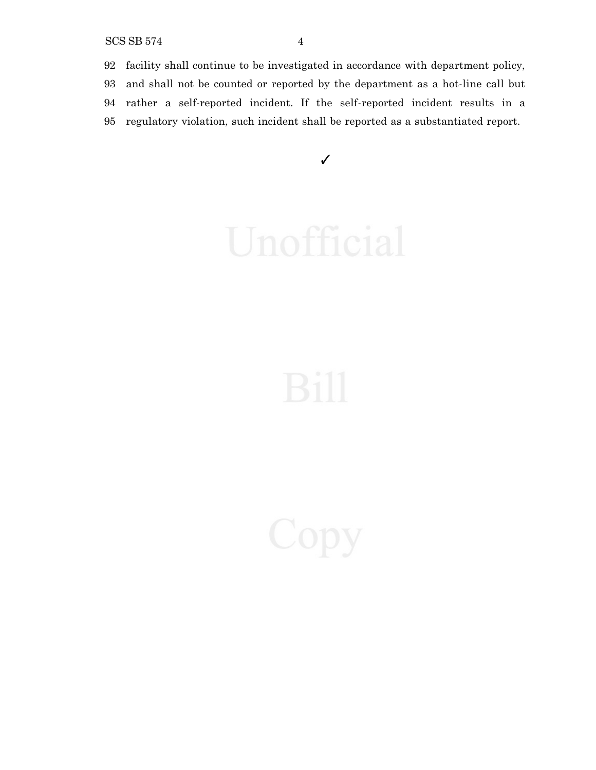facility shall continue to be investigated in accordance with department policy, and shall not be counted or reported by the department as a hot-line call but rather a self-reported incident. If the self-reported incident results in a regulatory violation, such incident shall be reported as a substantiated report.

✓